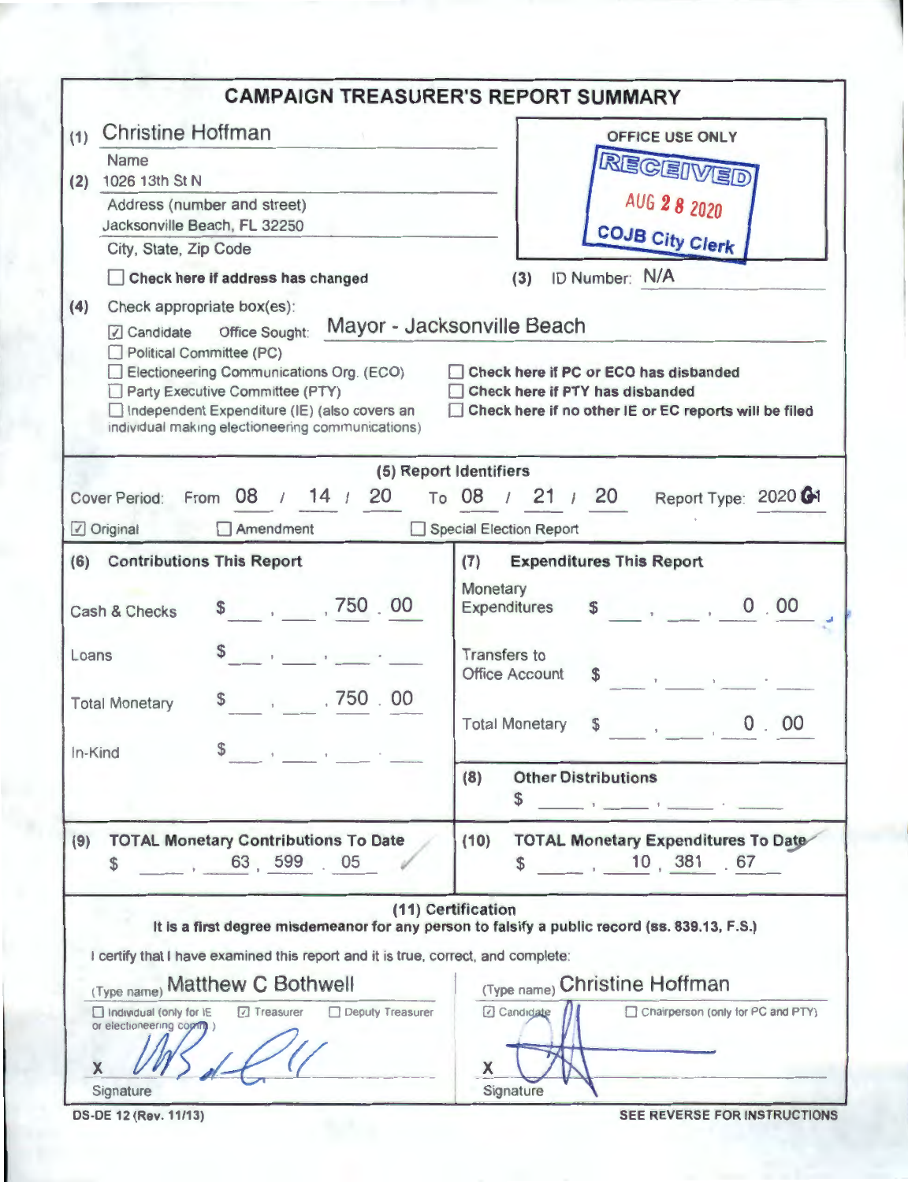# CAMPAIGN TREASURER'S REPORT SUMMARY

(1) Christine Hoffman
Name

(2) 1026 13th St N
Address (number and street)
Jacksonville Beach, FL 32250
City, State, Zip Code

☐ **Check here if address has changed**

OFFICE USE ONLY
RECEIVED
AUG 28 2020
COJB City Clerk

(3) ID Number: N/A

(4) Check appropriate box(es):

☑ Candidate Office Sought: Mayor - Jacksonville Beach
☐ Political Committee (PC)
☐ Electioneering Communications Org. (ECO)
☐ Party Executive Committee (PTY)
☐ Independent Expenditure (IE) (also covers an individual making electioneering communications)

☐ **Check here if PC or ECO has disbanded**
☐ **Check here if PTY has disbanded**
☐ **Check here if no other IE or EC reports will be filed**

## (5) Report Identifiers

Cover Period: From 08 / 14 / 20 To 08 / 21 / 20 Report Type: 2020 G1

☑ Original ☐ Amendment ☐ Special Election Report

| (6) Contributions This Report | | (7) Expenditures This Report | |
|---|---|---|---|
| Cash & Checks | $ 750.00 | Monetary Expenditures | $ 0.00 |
| Loans | $ | Transfers to Office Account | $ |
| Total Monetary | $ 750.00 | Total Monetary | $ 0.00 |
| In-Kind | $ | **(8) Other Distributions** | $ |

| (9) TOTAL Monetary Contributions To Date | (10) TOTAL Monetary Expenditures To Date |
|---|---|
| $ 63,599.05 | $ 10,381.67 |

## (11) Certification

**It is a first degree misdemeanor for any person to falsify a public record (ss. 839.13, F.S.)**

I certify that I have examined this report and it is true, correct, and complete:

| (Type name) Matthew C Bothwell | (Type name) Christine Hoffman |
|---|---|
| ☐ Individual (only for IE or electioneering comm.) ☑ Treasurer ☐ Deputy Treasurer | ☑ Candidate ☐ Chairperson (only for PC and PTY) |
| X [signature] Signature | X [signature] Signature |

DS-DE 12 (Rev. 11/13) **SEE REVERSE FOR INSTRUCTIONS**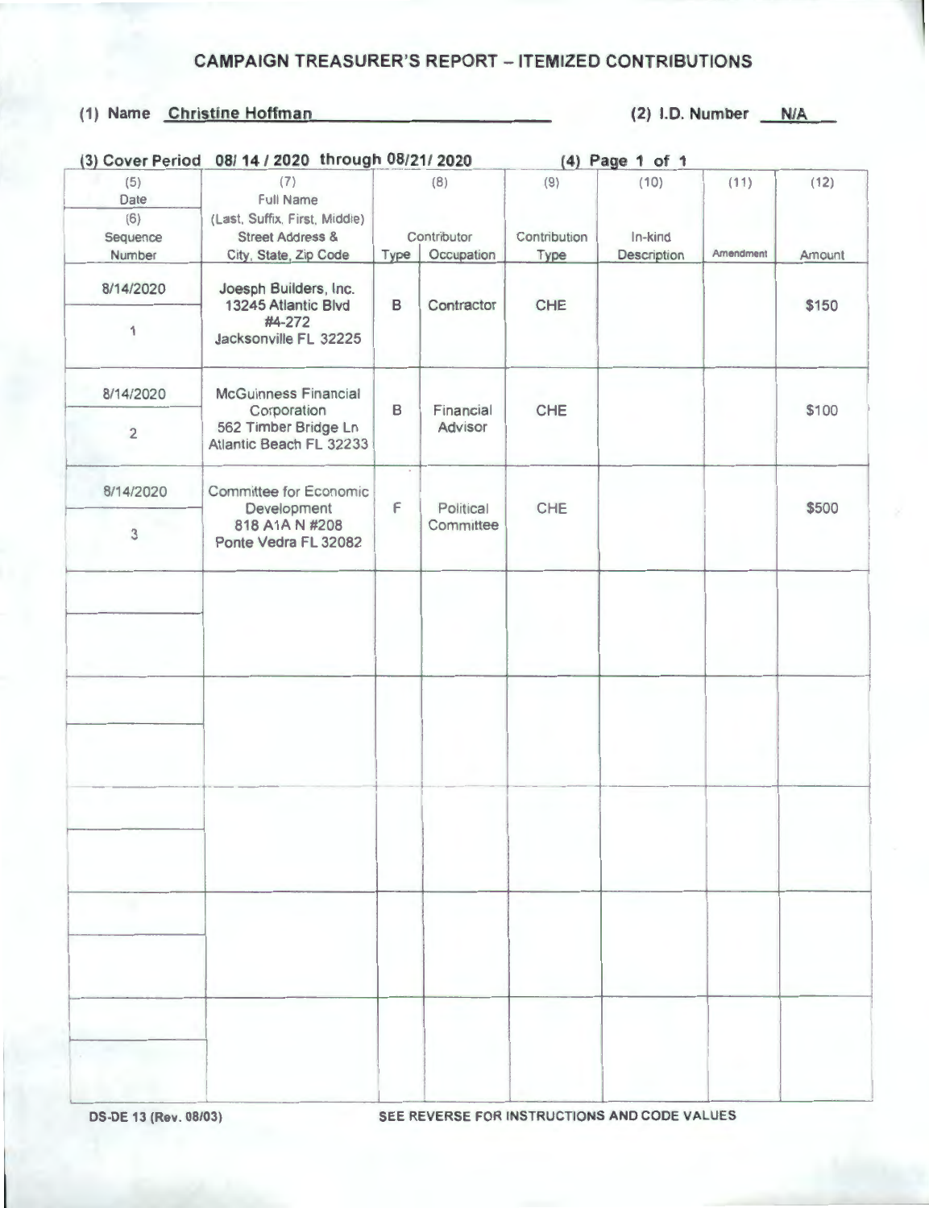# CAMPAIGN TREASURER'S REPORT – ITEMIZED CONTRIBUTIONS

**(1) Name** Christine Hoffman **(2) I.D. Number** N/A

**(3) Cover Period** 08/ 14 / 2020 through 08/21/ 2020 **(4) Page** 1 of 1

| (5) Date / (6) Sequence Number | (7) Full Name (Last, Suffix, First, Middle) Street Address & City, State, Zip Code | (8) Contributor Type | (8) Contributor Occupation | (9) Contribution Type | (10) In-kind Description | (11) Amendment | (12) Amount |
|---|---|---|---|---|---|---|---|
| 8/14/2020 / 1 | Joesph Builders, Inc. 13245 Atlantic Blvd #4-272 Jacksonville FL 32225 | B | Contractor | CHE | | | $150 |
| 8/14/2020 / 2 | McGuinness Financial Corporation 562 Timber Bridge Ln Atlantic Beach FL 32233 | B | Financial Advisor | CHE | | | $100 |
| 8/14/2020 / 3 | Committee for Economic Development 818 A1A N #208 Ponte Vedra FL 32082 | F | Political Committee | CHE | | | $500 |
| | | | | | | | |
| | | | | | | | |
| | | | | | | | |
| | | | | | | | |
| | | | | | | | |

DS-DE 13 (Rev. 08/03)

SEE REVERSE FOR INSTRUCTIONS AND CODE VALUES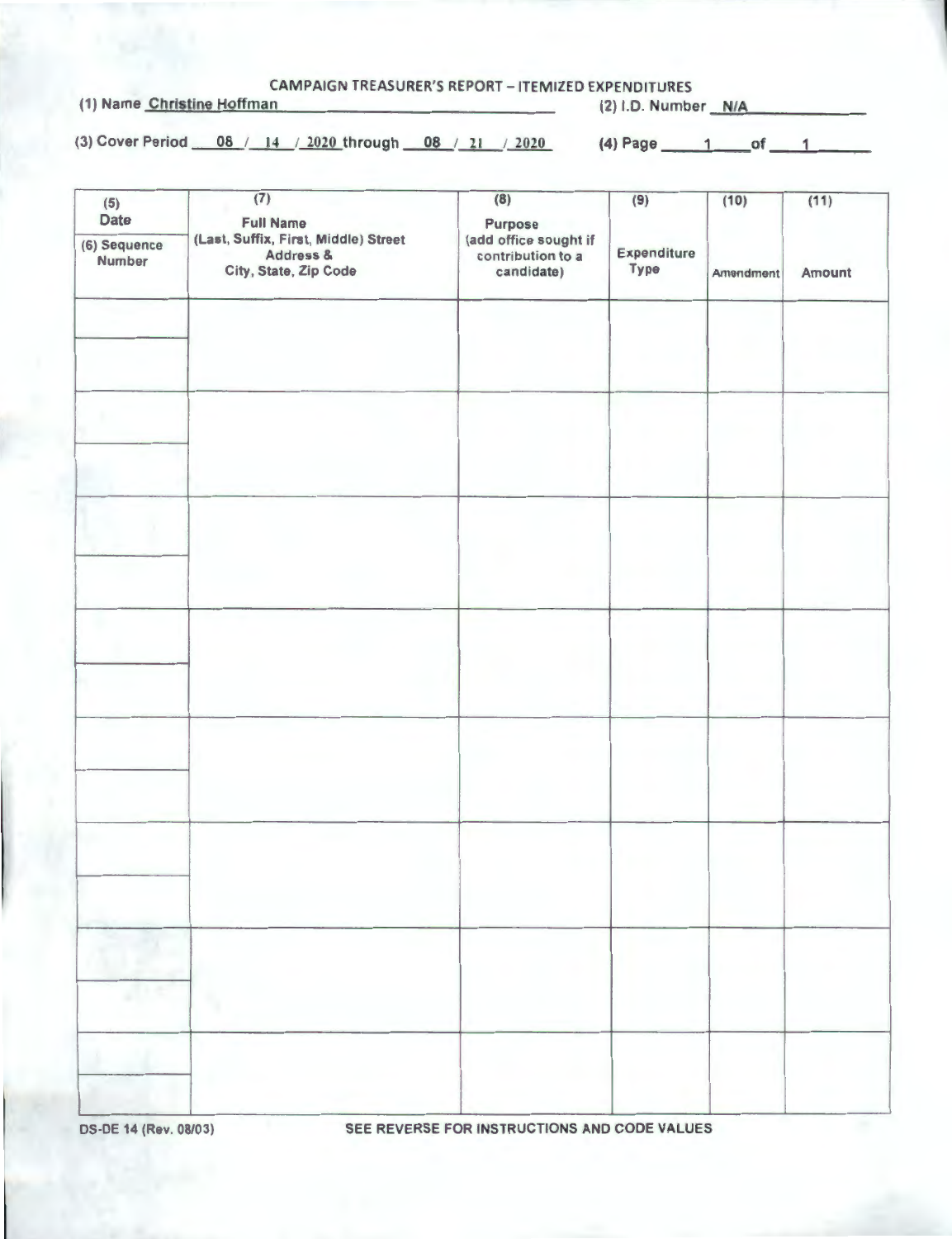# CAMPAIGN TREASURER'S REPORT – ITEMIZED EXPENDITURES

(1) Name Christine Hoffman (2) I.D. Number N/A

(3) Cover Period 08 / 14 / 2020 through 08 / 21 / 2020 (4) Page 1 of 1

| (5) Date / (6) Sequence Number | (7) Full Name (Last, Suffix, First, Middle) Street Address & City, State, Zip Code | (8) Purpose (add office sought if contribution to a candidate) | (9) Expenditure Type | (10) Amendment | (11) Amount |
|---|---|---|---|---|---|
| | | | | | |
| | | | | | |
| | | | | | |
| | | | | | |
| | | | | | |
| | | | | | |
| | | | | | |
| | | | | | |

DS-DE 14 (Rev. 08/03)

SEE REVERSE FOR INSTRUCTIONS AND CODE VALUES